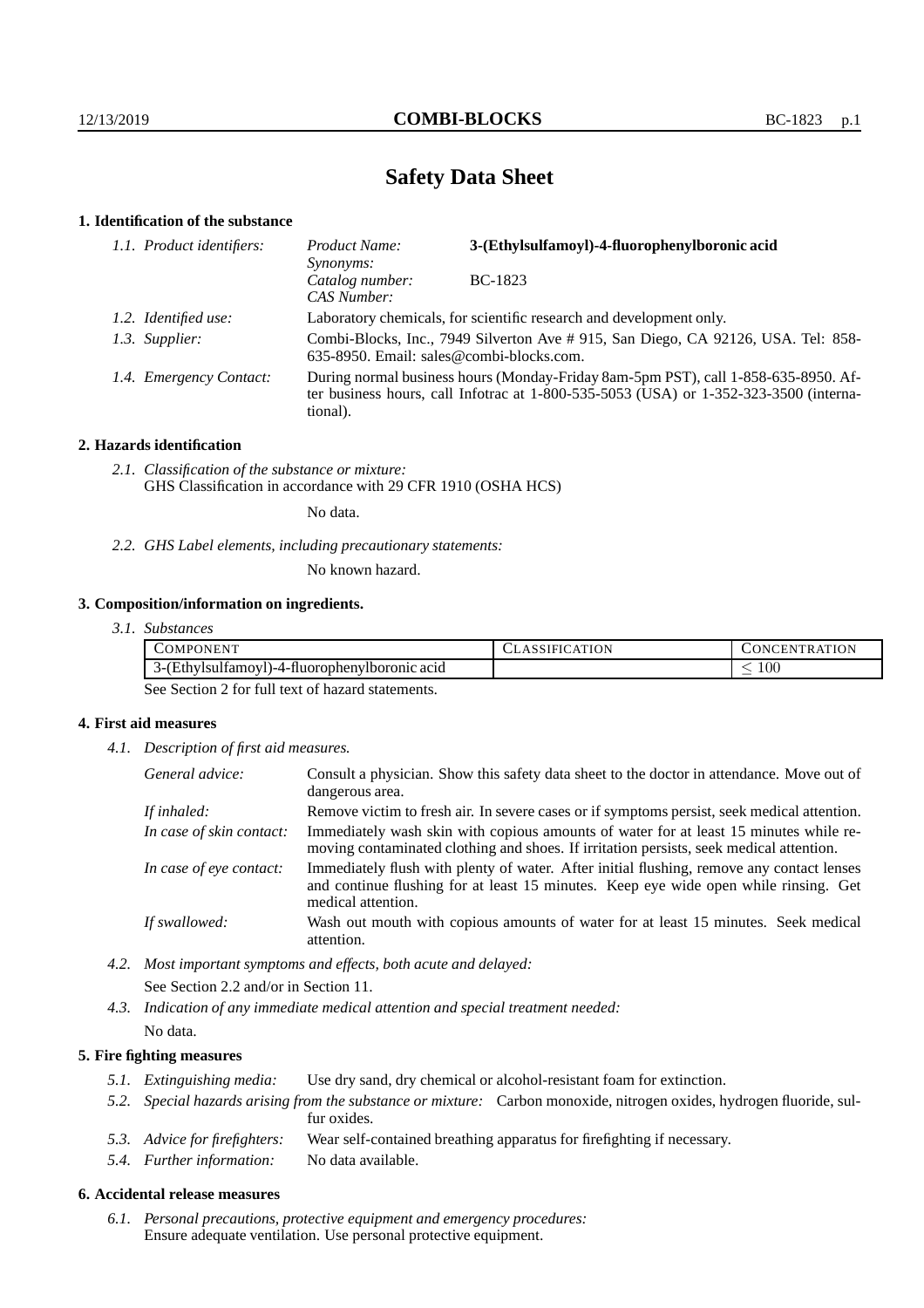# Safety Data Sheet

## 1. Identification of the substance

*1.1. Product identifiers:*
- *Product Name:* **3-(Ethylsulfamoyl)-4-fluorophenylboronic acid**
- *Synonyms:*
- *Catalog number:* BC-1823
- *CAS Number:*

*1.2. Identified use:* Laboratory chemicals, for scientific research and development only.

*1.3. Supplier:* Combi-Blocks, Inc., 7949 Silverton Ave # 915, San Diego, CA 92126, USA. Tel: 858-635-8950. Email: sales@combi-blocks.com.

*1.4. Emergency Contact:* During normal business hours (Monday-Friday 8am-5pm PST), call 1-858-635-8950. After business hours, call Infotrac at 1-800-535-5053 (USA) or 1-352-323-3500 (international).

## 2. Hazards identification

*2.1. Classification of the substance or mixture:*
GHS Classification in accordance with 29 CFR 1910 (OSHA HCS)

No data.

*2.2. GHS Label elements, including precautionary statements:*

No known hazard.

## 3. Composition/information on ingredients.

*3.1. Substances*

| COMPONENT | CLASSIFICATION | CONCENTRATION |
|---|---|---|
| 3-(Ethylsulfamoyl)-4-fluorophenylboronic acid | | $\leq 100$ |

See Section 2 for full text of hazard statements.

## 4. First aid measures

*4.1. Description of first aid measures.*

*General advice:* Consult a physician. Show this safety data sheet to the doctor in attendance. Move out of dangerous area.

*If inhaled:* Remove victim to fresh air. In severe cases or if symptoms persist, seek medical attention.

*In case of skin contact:* Immediately wash skin with copious amounts of water for at least 15 minutes while removing contaminated clothing and shoes. If irritation persists, seek medical attention.

*In case of eye contact:* Immediately flush with plenty of water. After initial flushing, remove any contact lenses and continue flushing for at least 15 minutes. Keep eye wide open while rinsing. Get medical attention.

*If swallowed:* Wash out mouth with copious amounts of water for at least 15 minutes. Seek medical attention.

*4.2. Most important symptoms and effects, both acute and delayed:*

See Section 2.2 and/or in Section 11.

*4.3. Indication of any immediate medical attention and special treatment needed:*

No data.

## 5. Fire fighting measures

*5.1. Extinguishing media:* Use dry sand, dry chemical or alcohol-resistant foam for extinction.

*5.2. Special hazards arising from the substance or mixture:* Carbon monoxide, nitrogen oxides, hydrogen fluoride, sulfur oxides.

*5.3. Advice for firefighters:* Wear self-contained breathing apparatus for firefighting if necessary.

*5.4. Further information:* No data available.

## 6. Accidental release measures

*6.1. Personal precautions, protective equipment and emergency procedures:*
Ensure adequate ventilation. Use personal protective equipment.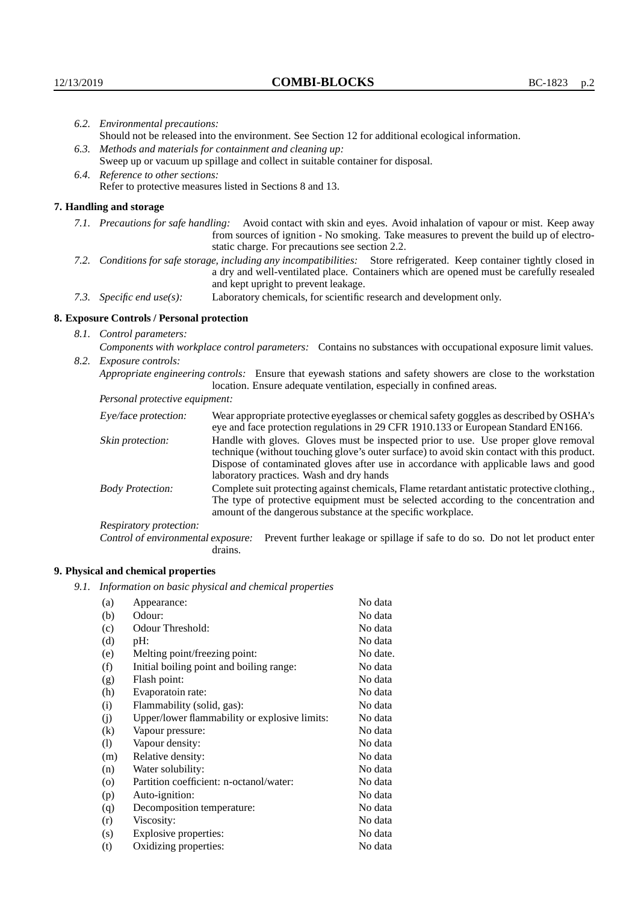*6.2. Environmental precautions:*
Should not be released into the environment. See Section 12 for additional ecological information.

*6.3. Methods and materials for containment and cleaning up:*
Sweep up or vacuum up spillage and collect in suitable container for disposal.

*6.4. Reference to other sections:*
Refer to protective measures listed in Sections 8 and 13.

## 7. Handling and storage

*7.1. Precautions for safe handling:* Avoid contact with skin and eyes. Avoid inhalation of vapour or mist. Keep away from sources of ignition - No smoking. Take measures to prevent the build up of electrostatic charge. For precautions see section 2.2.

*7.2. Conditions for safe storage, including any incompatibilities:* Store refrigerated. Keep container tightly closed in a dry and well-ventilated place. Containers which are opened must be carefully resealed and kept upright to prevent leakage.

*7.3. Specific end use(s):* Laboratory chemicals, for scientific research and development only.

## 8. Exposure Controls / Personal protection

*8.1. Control parameters:*
*Components with workplace control parameters:* Contains no substances with occupational exposure limit values.

*8.2. Exposure controls:*
*Appropriate engineering controls:* Ensure that eyewash stations and safety showers are close to the workstation location. Ensure adequate ventilation, especially in confined areas.

*Personal protective equipment:*

*Eye/face protection:* Wear appropriate protective eyeglasses or chemical safety goggles as described by OSHA's eye and face protection regulations in 29 CFR 1910.133 or European Standard EN166.

*Skin protection:* Handle with gloves. Gloves must be inspected prior to use. Use proper glove removal technique (without touching glove's outer surface) to avoid skin contact with this product. Dispose of contaminated gloves after use in accordance with applicable laws and good laboratory practices. Wash and dry hands

*Body Protection:* Complete suit protecting against chemicals, Flame retardant antistatic protective clothing., The type of protective equipment must be selected according to the concentration and amount of the dangerous substance at the specific workplace.

*Respiratory protection:*

*Control of environmental exposure:* Prevent further leakage or spillage if safe to do so. Do not let product enter drains.

## 9. Physical and chemical properties

*9.1. Information on basic physical and chemical properties*

| | | |
|---|---|---|
| (a) | Appearance: | No data |
| (b) | Odour: | No data |
| (c) | Odour Threshold: | No data |
| (d) | pH: | No data |
| (e) | Melting point/freezing point: | No date. |
| (f) | Initial boiling point and boiling range: | No data |
| (g) | Flash point: | No data |
| (h) | Evaporatoin rate: | No data |
| (i) | Flammability (solid, gas): | No data |
| (j) | Upper/lower flammability or explosive limits: | No data |
| (k) | Vapour pressure: | No data |
| (l) | Vapour density: | No data |
| (m) | Relative density: | No data |
| (n) | Water solubility: | No data |
| (o) | Partition coefficient: n-octanol/water: | No data |
| (p) | Auto-ignition: | No data |
| (q) | Decomposition temperature: | No data |
| (r) | Viscosity: | No data |
| (s) | Explosive properties: | No data |
| (t) | Oxidizing properties: | No data |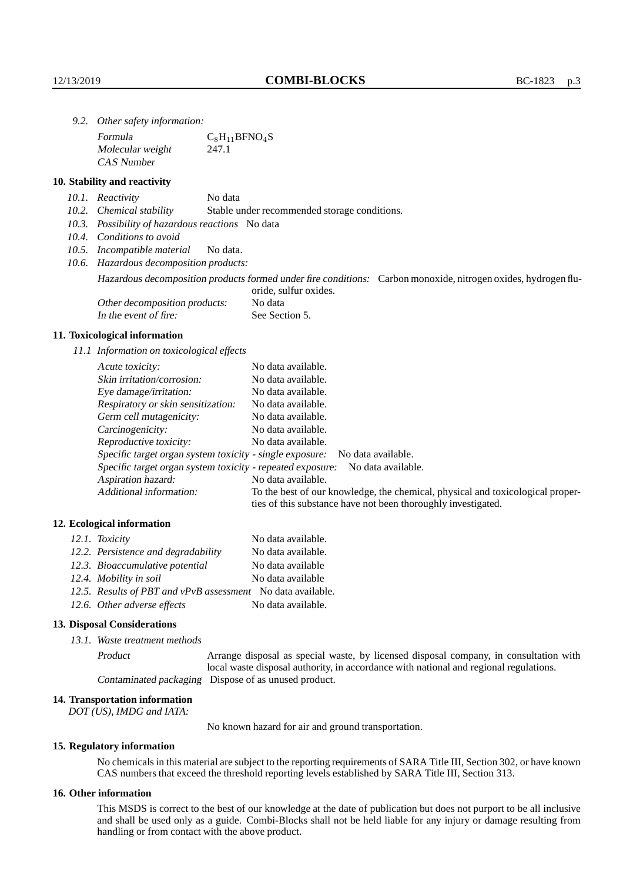*9.2. Other safety information:*

| | |
|---|---|
| *Formula* | $C_8H_{11}BFNO_4S$ |
| *Molecular weight* | 247.1 |
| *CAS Number* | |

## 10. Stability and reactivity

*10.1. Reactivity* No data

*10.2. Chemical stability* Stable under recommended storage conditions.

*10.3. Possibility of hazardous reactions* No data

*10.4. Conditions to avoid*

*10.5. Incompatible material* No data.

*10.6. Hazardous decomposition products:*

*Hazardous decomposition products formed under fire conditions:* Carbon monoxide, nitrogen oxides, hydrogen fluoride, sulfur oxides.

| | |
|---|---|
| *Other decomposition products:* | No data |
| *In the event of fire:* | See Section 5. |

## 11. Toxicological information

*11.1 Information on toxicological effects*

| | |
|---|---|
| *Acute toxicity:* | No data available. |
| *Skin irritation/corrosion:* | No data available. |
| *Eye damage/irritation:* | No data available. |
| *Respiratory or skin sensitization:* | No data available. |
| *Germ cell mutagenicity:* | No data available. |
| *Carcinogenicity:* | No data available. |
| *Reproductive toxicity:* | No data available. |
| *Specific target organ system toxicity - single exposure:* | No data available. |
| *Specific target organ system toxicity - repeated exposure:* | No data available. |
| *Aspiration hazard:* | No data available. |
| *Additional information:* | To the best of our knowledge, the chemical, physical and toxicological properties of this substance have not been thoroughly investigated. |

## 12. Ecological information

| | |
|---|---|
| *12.1. Toxicity* | No data available. |
| *12.2. Persistence and degradability* | No data available. |
| *12.3. Bioaccumulative potential* | No data available |
| *12.4. Mobility in soil* | No data available |
| *12.5. Results of PBT and vPvB assessment* | No data available. |
| *12.6. Other adverse effects* | No data available. |

## 13. Disposal Considerations

*13.1. Waste treatment methods*

| | |
|---|---|
| *Product* | Arrange disposal as special waste, by licensed disposal company, in consultation with local waste disposal authority, in accordance with national and regional regulations. |
| *Contaminated packaging* | Dispose of as unused product. |

## 14. Transportation information

*DOT (US), IMDG and IATA:*

No known hazard for air and ground transportation.

## 15. Regulatory information

No chemicals in this material are subject to the reporting requirements of SARA Title III, Section 302, or have known CAS numbers that exceed the threshold reporting levels established by SARA Title III, Section 313.

## 16. Other information

This MSDS is correct to the best of our knowledge at the date of publication but does not purport to be all inclusive and shall be used only as a guide. Combi-Blocks shall not be held liable for any injury or damage resulting from handling or from contact with the above product.